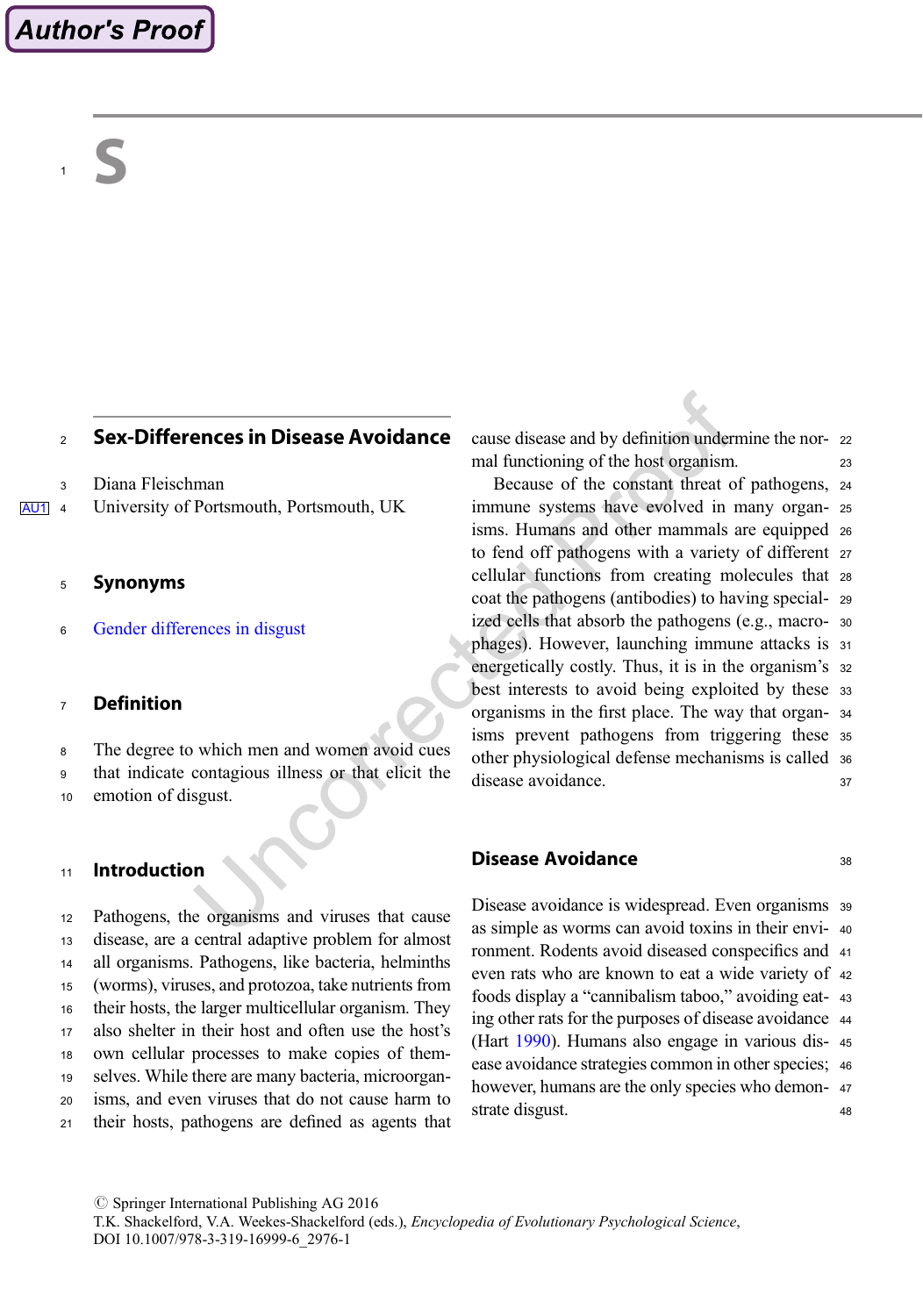S

# Sex-Differences in Disease Avoidance

Diana Fleischman
University of Portsmouth, Portsmouth, UK

## Synonyms

Gender differences in disgust

## Definition

The degree to which men and women avoid cues that indicate contagious illness or that elicit the emotion of disgust.

## Introduction

Pathogens, the organisms and viruses that cause disease, are a central adaptive problem for almost all organisms. Pathogens, like bacteria, helminths (worms), viruses, and protozoa, take nutrients from their hosts, the larger multicellular organism. They also shelter in their host and often use the host's own cellular processes to make copies of themselves. While there are many bacteria, microorganisms, and even viruses that do not cause harm to their hosts, pathogens are defined as agents that cause disease and by definition undermine the normal functioning of the host organism.

Because of the constant threat of pathogens, immune systems have evolved in many organisms. Humans and other mammals are equipped to fend off pathogens with a variety of different cellular functions from creating molecules that coat the pathogens (antibodies) to having specialized cells that absorb the pathogens (e.g., macrophages). However, launching immune attacks is energetically costly. Thus, it is in the organism's best interests to avoid being exploited by these organisms in the first place. The way that organisms prevent pathogens from triggering these other physiological defense mechanisms is called disease avoidance.

## Disease Avoidance

Disease avoidance is widespread. Even organisms as simple as worms can avoid toxins in their environment. Rodents avoid diseased conspecifics and even rats who are known to eat a wide variety of foods display a "cannibalism taboo," avoiding eating other rats for the purposes of disease avoidance (Hart 1990). Humans also engage in various disease avoidance strategies common in other species; however, humans are the only species who demonstrate disgust.

© Springer International Publishing AG 2016
T.K. Shackelford, V.A. Weekes-Shackelford (eds.), *Encyclopedia of Evolutionary Psychological Science*,
DOI 10.1007/978-3-319-16999-6_2976-1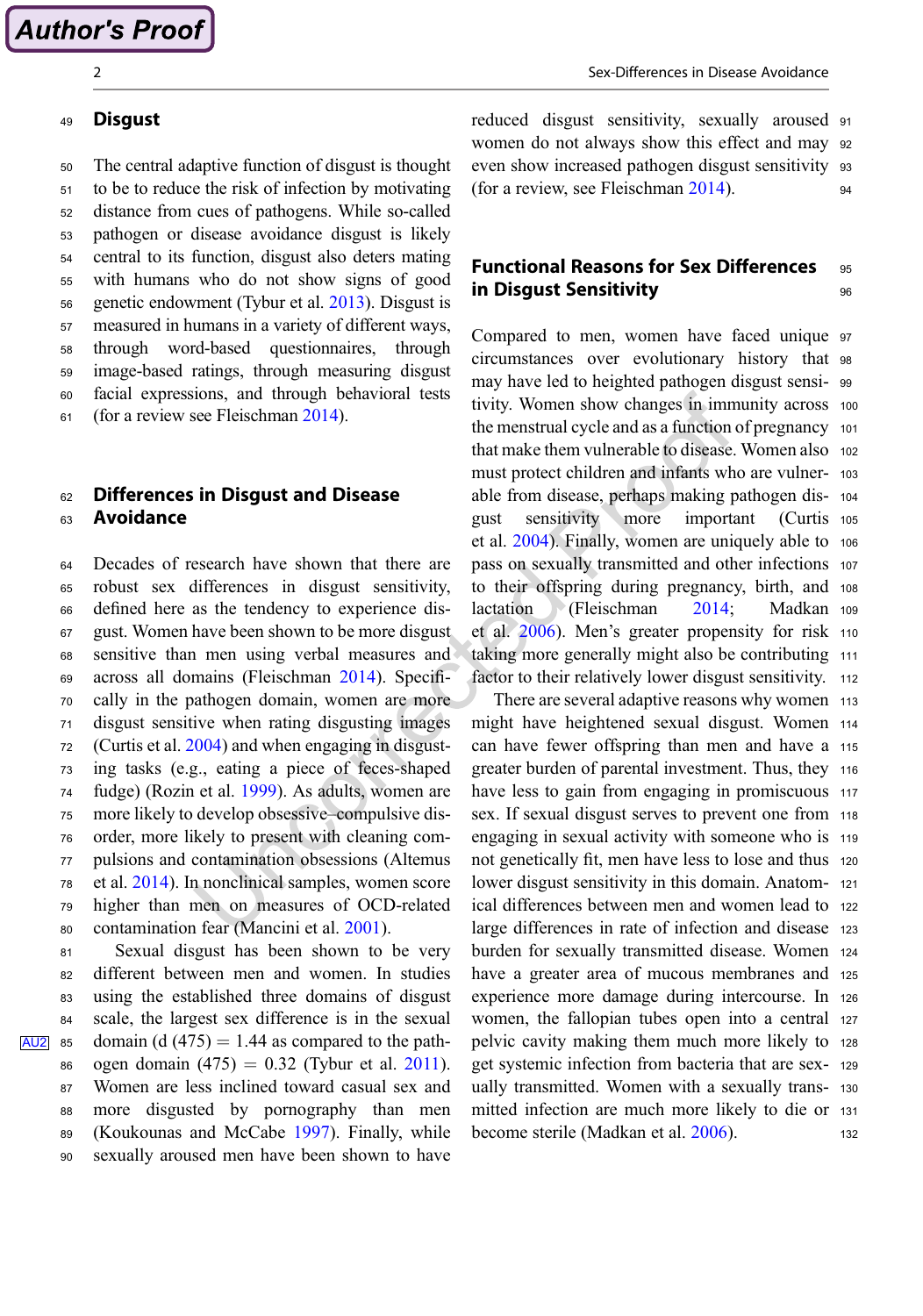## Disgust

The central adaptive function of disgust is thought to be to reduce the risk of infection by motivating distance from cues of pathogens. While so-called pathogen or disease avoidance disgust is likely central to its function, disgust also deters mating with humans who do not show signs of good genetic endowment (Tybur et al. 2013). Disgust is measured in humans in a variety of different ways, through word-based questionnaires, through image-based ratings, through measuring disgust facial expressions, and through behavioral tests (for a review see Fleischman 2014).

## Differences in Disgust and Disease Avoidance

Decades of research have shown that there are robust sex differences in disgust sensitivity, defined here as the tendency to experience disgust. Women have been shown to be more disgust sensitive than men using verbal measures and across all domains (Fleischman 2014). Specifically in the pathogen domain, women are more disgust sensitive when rating disgusting images (Curtis et al. 2004) and when engaging in disgusting tasks (e.g., eating a piece of feces-shaped fudge) (Rozin et al. 1999). As adults, women are more likely to develop obsessive–compulsive disorder, more likely to present with cleaning compulsions and contamination obsessions (Altemus et al. 2014). In nonclinical samples, women score higher than men on measures of OCD-related contamination fear (Mancini et al. 2001).

Sexual disgust has been shown to be very different between men and women. In studies using the established three domains of disgust scale, the largest sex difference is in the sexual domain (d (475) = 1.44 as compared to the pathogen domain (475) = 0.32 (Tybur et al. 2011). Women are less inclined toward casual sex and more disgusted by pornography than men (Koukounas and McCabe 1997). Finally, while sexually aroused men have been shown to have reduced disgust sensitivity, sexually aroused women do not always show this effect and may even show increased pathogen disgust sensitivity (for a review, see Fleischman 2014).

## Functional Reasons for Sex Differences in Disgust Sensitivity

Compared to men, women have faced unique circumstances over evolutionary history that may have led to heighted pathogen disgust sensitivity. Women show changes in immunity across the menstrual cycle and as a function of pregnancy that make them vulnerable to disease. Women also must protect children and infants who are vulnerable from disease, perhaps making pathogen disgust sensitivity more important (Curtis et al. 2004). Finally, women are uniquely able to pass on sexually transmitted and other infections to their offspring during pregnancy, birth, and lactation (Fleischman 2014; Madkan et al. 2006). Men's greater propensity for risk taking more generally might also be contributing factor to their relatively lower disgust sensitivity.

There are several adaptive reasons why women might have heightened sexual disgust. Women can have fewer offspring than men and have a greater burden of parental investment. Thus, they have less to gain from engaging in promiscuous sex. If sexual disgust serves to prevent one from engaging in sexual activity with someone who is not genetically fit, men have less to lose and thus lower disgust sensitivity in this domain. Anatomical differences between men and women lead to large differences in rate of infection and disease burden for sexually transmitted disease. Women have a greater area of mucous membranes and experience more damage during intercourse. In women, the fallopian tubes open into a central pelvic cavity making them much more likely to get systemic infection from bacteria that are sexually transmitted. Women with a sexually transmitted infection are much more likely to die or become sterile (Madkan et al. 2006).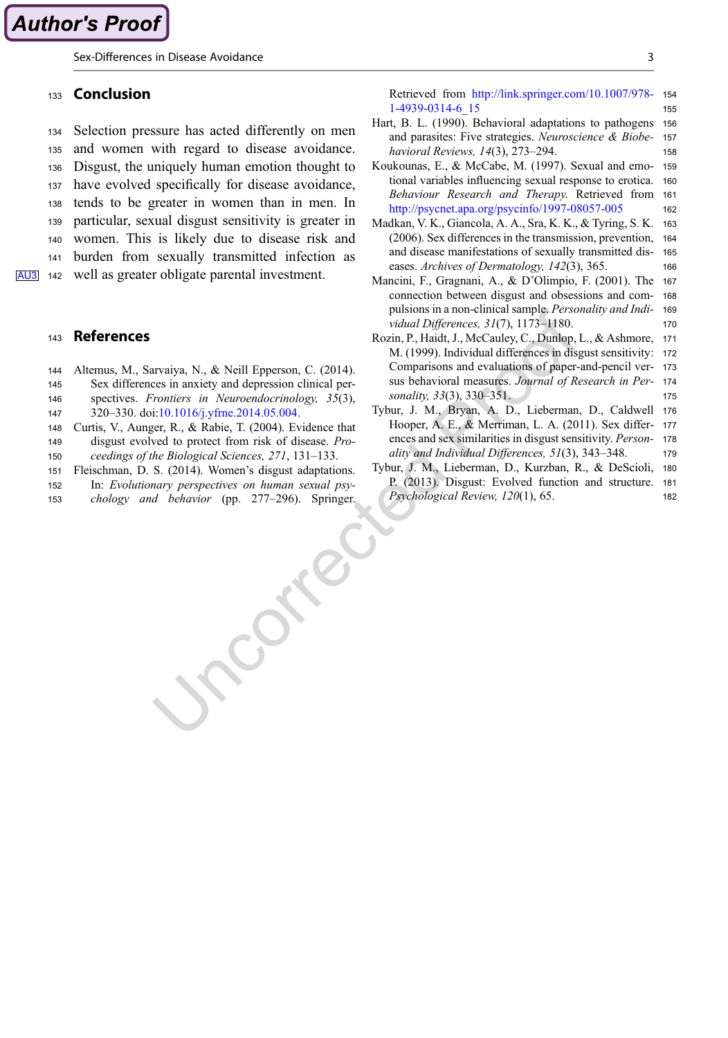## Conclusion

Selection pressure has acted differently on men and women with regard to disease avoidance. Disgust, the uniquely human emotion thought to have evolved specifically for disease avoidance, tends to be greater in women than in men. In particular, sexual disgust sensitivity is greater in women. This is likely due to disease risk and burden from sexually transmitted infection as well as greater obligate parental investment.

## References

Altemus, M., Sarvaiya, N., & Neill Epperson, C. (2014). Sex differences in anxiety and depression clinical perspectives. *Frontiers in Neuroendocrinology, 35*(3), 320–330. doi:10.1016/j.yfrne.2014.05.004.

Curtis, V., Aunger, R., & Rabie, T. (2004). Evidence that disgust evolved to protect from risk of disease. *Proceedings of the Biological Sciences, 271*, 131–133.

Fleischman, D. S. (2014). Women's disgust adaptations. In: *Evolutionary perspectives on human sexual psychology and behavior* (pp. 277–296). Springer. Retrieved from http://link.springer.com/10.1007/978-1-4939-0314-6_15

Hart, B. L. (1990). Behavioral adaptations to pathogens and parasites: Five strategies. *Neuroscience & Biobehavioral Reviews, 14*(3), 273–294.

Koukounas, E., & McCabe, M. (1997). Sexual and emotional variables influencing sexual response to erotica. *Behaviour Research and Therapy*. Retrieved from http://psycnet.apa.org/psycinfo/1997-08057-005

Madkan, V. K., Giancola, A. A., Sra, K. K., & Tyring, S. K. (2006). Sex differences in the transmission, prevention, and disease manifestations of sexually transmitted diseases. *Archives of Dermatology, 142*(3), 365.

Mancini, F., Gragnani, A., & D'Olimpio, F. (2001). The connection between disgust and obsessions and compulsions in a non-clinical sample. *Personality and Individual Differences, 31*(7), 1173–1180.

Rozin, P., Haidt, J., McCauley, C., Dunlop, L., & Ashmore, M. (1999). Individual differences in disgust sensitivity: Comparisons and evaluations of paper-and-pencil versus behavioral measures. *Journal of Research in Personality, 33*(3), 330–351.

Tybur, J. M., Bryan, A. D., Lieberman, D., Caldwell Hooper, A. E., & Merriman, L. A. (2011). Sex differences and sex similarities in disgust sensitivity. *Personality and Individual Differences, 51*(3), 343–348.

Tybur, J. M., Lieberman, D., Kurzban, R., & DeScioli, P. (2013). Disgust: Evolved function and structure. *Psychological Review, 120*(1), 65.